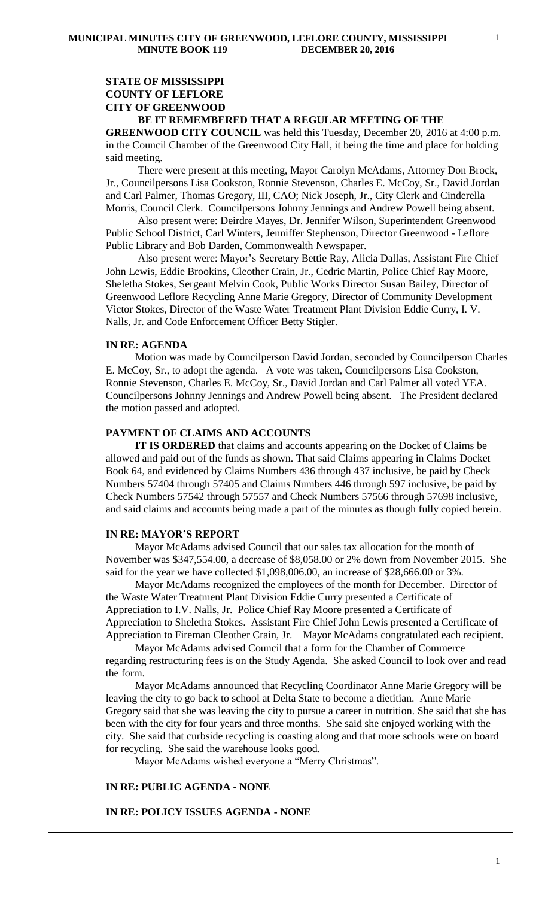**STATE OF MISSISSIPPI**
**COUNTY OF LEFLORE**
**CITY OF GREENWOOD**

**BE IT REMEMBERED THAT A REGULAR MEETING OF THE GREENWOOD CITY COUNCIL** was held this Tuesday, December 20, 2016 at 4:00 p.m. in the Council Chamber of the Greenwood City Hall, it being the time and place for holding said meeting.

There were present at this meeting, Mayor Carolyn McAdams, Attorney Don Brock, Jr., Councilpersons Lisa Cookston, Ronnie Stevenson, Charles E. McCoy, Sr., David Jordan and Carl Palmer, Thomas Gregory, III, CAO; Nick Joseph, Jr., City Clerk and Cinderella Morris, Council Clerk. Councilpersons Johnny Jennings and Andrew Powell being absent.

Also present were: Deirdre Mayes, Dr. Jennifer Wilson, Superintendent Greenwood Public School District, Carl Winters, Jenniffer Stephenson, Director Greenwood - Leflore Public Library and Bob Darden, Commonwealth Newspaper.

Also present were: Mayor's Secretary Bettie Ray, Alicia Dallas, Assistant Fire Chief John Lewis, Eddie Brookins, Cleother Crain, Jr., Cedric Martin, Police Chief Ray Moore, Sheletha Stokes, Sergeant Melvin Cook, Public Works Director Susan Bailey, Director of Greenwood Leflore Recycling Anne Marie Gregory, Director of Community Development Victor Stokes, Director of the Waste Water Treatment Plant Division Eddie Curry, I. V. Nalls, Jr. and Code Enforcement Officer Betty Stigler.

**IN RE: AGENDA**

Motion was made by Councilperson David Jordan, seconded by Councilperson Charles E. McCoy, Sr., to adopt the agenda. A vote was taken, Councilpersons Lisa Cookston, Ronnie Stevenson, Charles E. McCoy, Sr., David Jordan and Carl Palmer all voted YEA. Councilpersons Johnny Jennings and Andrew Powell being absent. The President declared the motion passed and adopted.

**PAYMENT OF CLAIMS AND ACCOUNTS**

**IT IS ORDERED** that claims and accounts appearing on the Docket of Claims be allowed and paid out of the funds as shown. That said Claims appearing in Claims Docket Book 64, and evidenced by Claims Numbers 436 through 437 inclusive, be paid by Check Numbers 57404 through 57405 and Claims Numbers 446 through 597 inclusive, be paid by Check Numbers 57542 through 57557 and Check Numbers 57566 through 57698 inclusive, and said claims and accounts being made a part of the minutes as though fully copied herein.

**IN RE: MAYOR'S REPORT**

Mayor McAdams advised Council that our sales tax allocation for the month of November was $347,554.00, a decrease of $8,058.00 or 2% down from November 2015. She said for the year we have collected $1,098,006.00, an increase of $28,666.00 or 3%.

Mayor McAdams recognized the employees of the month for December. Director of the Waste Water Treatment Plant Division Eddie Curry presented a Certificate of Appreciation to I.V. Nalls, Jr. Police Chief Ray Moore presented a Certificate of Appreciation to Sheletha Stokes. Assistant Fire Chief John Lewis presented a Certificate of Appreciation to Fireman Cleother Crain, Jr. Mayor McAdams congratulated each recipient.

Mayor McAdams advised Council that a form for the Chamber of Commerce regarding restructuring fees is on the Study Agenda. She asked Council to look over and read the form.

Mayor McAdams announced that Recycling Coordinator Anne Marie Gregory will be leaving the city to go back to school at Delta State to become a dietitian. Anne Marie Gregory said that she was leaving the city to pursue a career in nutrition. She said that she has been with the city for four years and three months. She said she enjoyed working with the city. She said that curbside recycling is coasting along and that more schools were on board for recycling. She said the warehouse looks good.

Mayor McAdams wished everyone a "Merry Christmas".

**IN RE: PUBLIC AGENDA - NONE**

**IN RE: POLICY ISSUES AGENDA - NONE**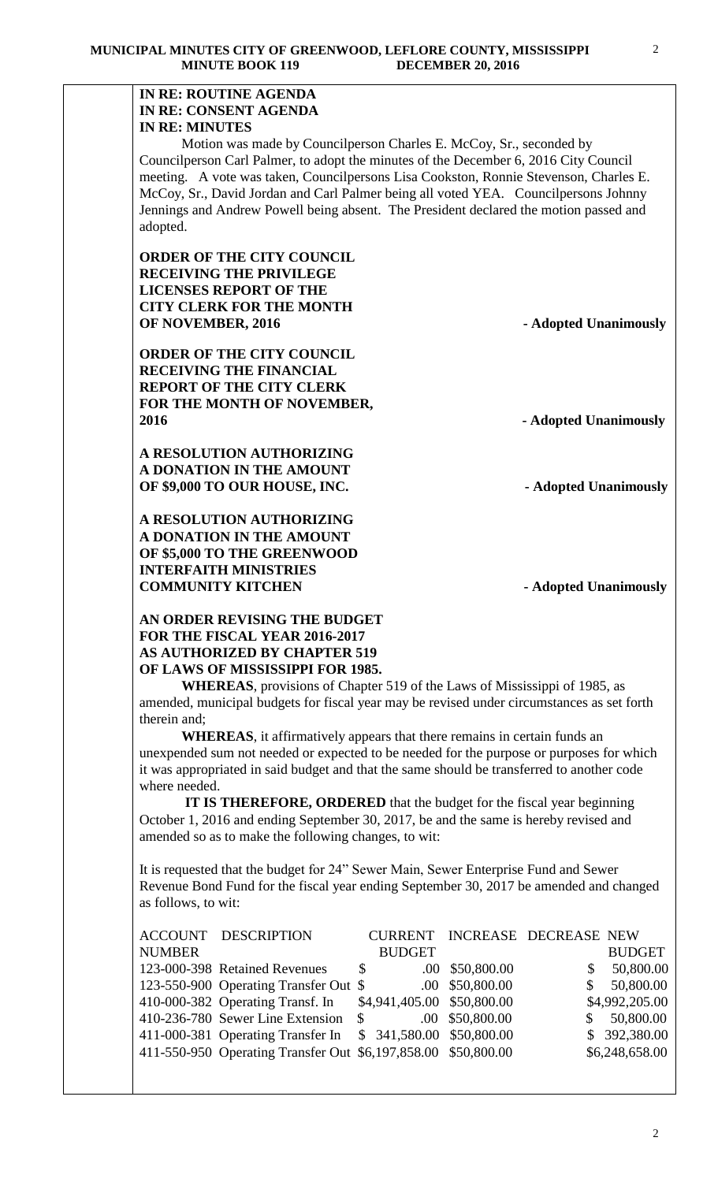**IN RE: ROUTINE AGENDA**
**IN RE: CONSENT AGENDA**
**IN RE: MINUTES**

Motion was made by Councilperson Charles E. McCoy, Sr., seconded by Councilperson Carl Palmer, to adopt the minutes of the December 6, 2016 City Council meeting. A vote was taken, Councilpersons Lisa Cookston, Ronnie Stevenson, Charles E. McCoy, Sr., David Jordan and Carl Palmer being all voted YEA. Councilpersons Johnny Jennings and Andrew Powell being absent. The President declared the motion passed and adopted.

**ORDER OF THE CITY COUNCIL RECEIVING THE PRIVILEGE LICENSES REPORT OF THE CITY CLERK FOR THE MONTH OF NOVEMBER, 2016** - **Adopted Unanimously**

**ORDER OF THE CITY COUNCIL RECEIVING THE FINANCIAL REPORT OF THE CITY CLERK FOR THE MONTH OF NOVEMBER, 2016** - **Adopted Unanimously**

**A RESOLUTION AUTHORIZING A DONATION IN THE AMOUNT OF $9,000 TO OUR HOUSE, INC.** - **Adopted Unanimously**

**A RESOLUTION AUTHORIZING A DONATION IN THE AMOUNT OF $5,000 TO THE GREENWOOD INTERFAITH MINISTRIES COMMUNITY KITCHEN** - **Adopted Unanimously**

**AN ORDER REVISING THE BUDGET FOR THE FISCAL YEAR 2016-2017 AS AUTHORIZED BY CHAPTER 519 OF LAWS OF MISSISSIPPI FOR 1985.**

**WHEREAS**, provisions of Chapter 519 of the Laws of Mississippi of 1985, as amended, municipal budgets for fiscal year may be revised under circumstances as set forth therein and;

**WHEREAS**, it affirmatively appears that there remains in certain funds an unexpended sum not needed or expected to be needed for the purpose or purposes for which it was appropriated in said budget and that the same should be transferred to another code where needed.

**IT IS THEREFORE, ORDERED** that the budget for the fiscal year beginning October 1, 2016 and ending September 30, 2017, be and the same is hereby revised and amended so as to make the following changes, to wit:

It is requested that the budget for 24" Sewer Main, Sewer Enterprise Fund and Sewer Revenue Bond Fund for the fiscal year ending September 30, 2017 be amended and changed as follows, to wit:

| ACCOUNT NUMBER | DESCRIPTION | CURRENT BUDGET | INCREASE | DECREASE | NEW BUDGET |
|---|---|---|---|---|---|
| 123-000-398 | Retained Revenues | $ .00 | $50,800.00 | | $ 50,800.00 |
| 123-550-900 | Operating Transfer Out | $ .00 | $50,800.00 | | $ 50,800.00 |
| 410-000-382 | Operating Transf. In | $4,941,405.00 | $50,800.00 | | $4,992,205.00 |
| 410-236-780 | Sewer Line Extension | $ .00 | $50,800.00 | | $ 50,800.00 |
| 411-000-381 | Operating Transfer In | $ 341,580.00 | $50,800.00 | | $ 392,380.00 |
| 411-550-950 | Operating Transfer Out | $6,197,858.00 | $50,800.00 | | $6,248,658.00 |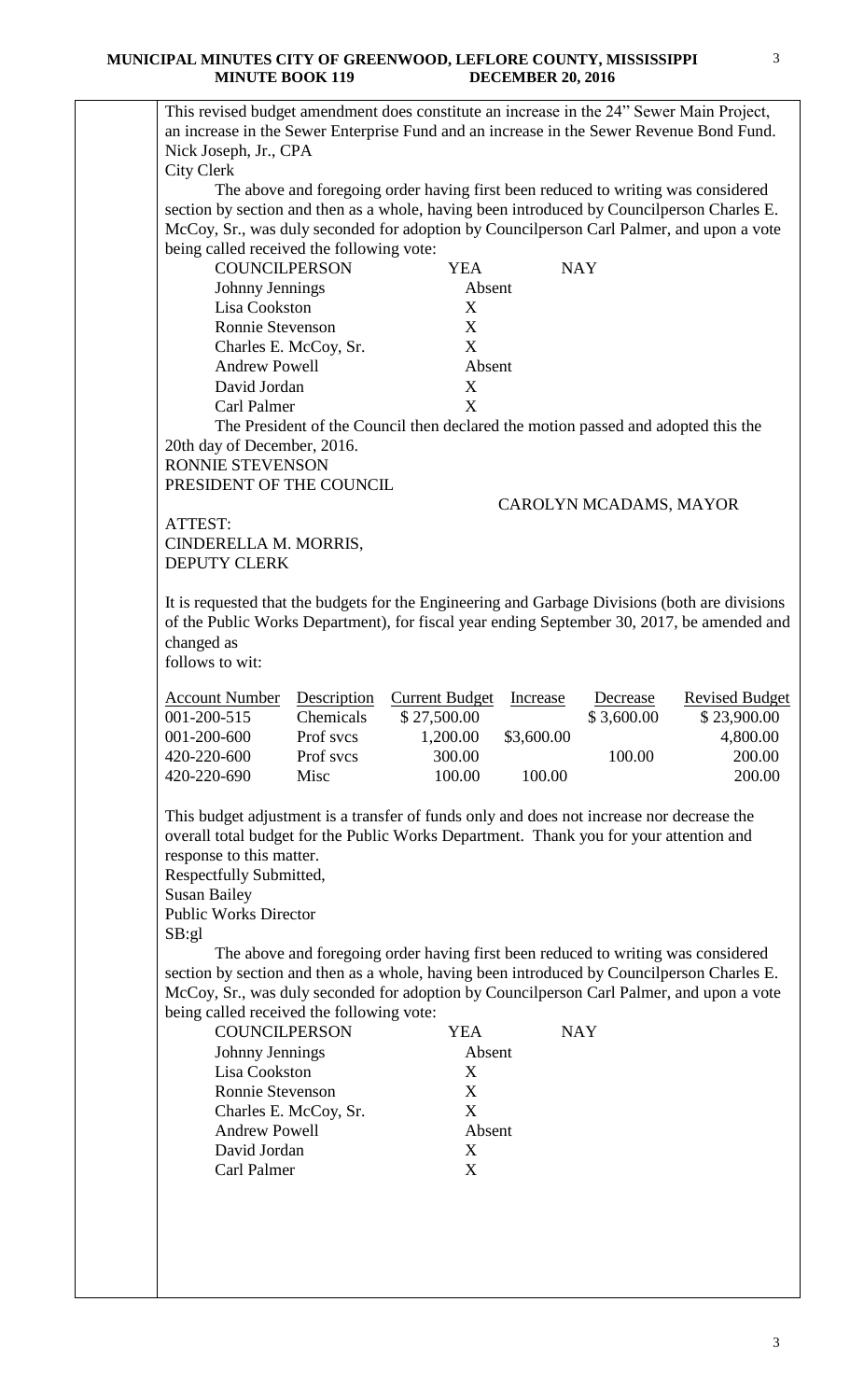This revised budget amendment does constitute an increase in the 24" Sewer Main Project, an increase in the Sewer Enterprise Fund and an increase in the Sewer Revenue Bond Fund.
Nick Joseph, Jr., CPA
City Clerk

The above and foregoing order having first been reduced to writing was considered section by section and then as a whole, having been introduced by Councilperson Charles E. McCoy, Sr., was duly seconded for adoption by Councilperson Carl Palmer, and upon a vote being called received the following vote:

| COUNCILPERSON | YEA | NAY |
|---|---|---|
| Johnny Jennings | Absent | |
| Lisa Cookston | X | |
| Ronnie Stevenson | X | |
| Charles E. McCoy, Sr. | X | |
| Andrew Powell | Absent | |
| David Jordan | X | |
| Carl Palmer | X | |

The President of the Council then declared the motion passed and adopted this the 20th day of December, 2016.
RONNIE STEVENSON
PRESIDENT OF THE COUNCIL

CAROLYN MCADAMS, MAYOR

ATTEST:
CINDERELLA M. MORRIS,
DEPUTY CLERK

It is requested that the budgets for the Engineering and Garbage Divisions (both are divisions of the Public Works Department), for fiscal year ending September 30, 2017, be amended and changed as
follows to wit:

| Account Number | Description | Current Budget | Increase | Decrease | Revised Budget |
|---|---|---|---|---|---|
| 001-200-515 | Chemicals | $ 27,500.00 | | $ 3,600.00 | $ 23,900.00 |
| 001-200-600 | Prof svcs | 1,200.00 | $3,600.00 | | 4,800.00 |
| 420-220-600 | Prof svcs | 300.00 | | 100.00 | 200.00 |
| 420-220-690 | Misc | 100.00 | 100.00 | | 200.00 |

This budget adjustment is a transfer of funds only and does not increase nor decrease the overall total budget for the Public Works Department. Thank you for your attention and response to this matter.
Respectfully Submitted,
Susan Bailey
Public Works Director
SB:gl

The above and foregoing order having first been reduced to writing was considered section by section and then as a whole, having been introduced by Councilperson Charles E. McCoy, Sr., was duly seconded for adoption by Councilperson Carl Palmer, and upon a vote being called received the following vote:

| COUNCILPERSON | YEA | NAY |
|---|---|---|
| Johnny Jennings | Absent | |
| Lisa Cookston | X | |
| Ronnie Stevenson | X | |
| Charles E. McCoy, Sr. | X | |
| Andrew Powell | Absent | |
| David Jordan | X | |
| Carl Palmer | X | |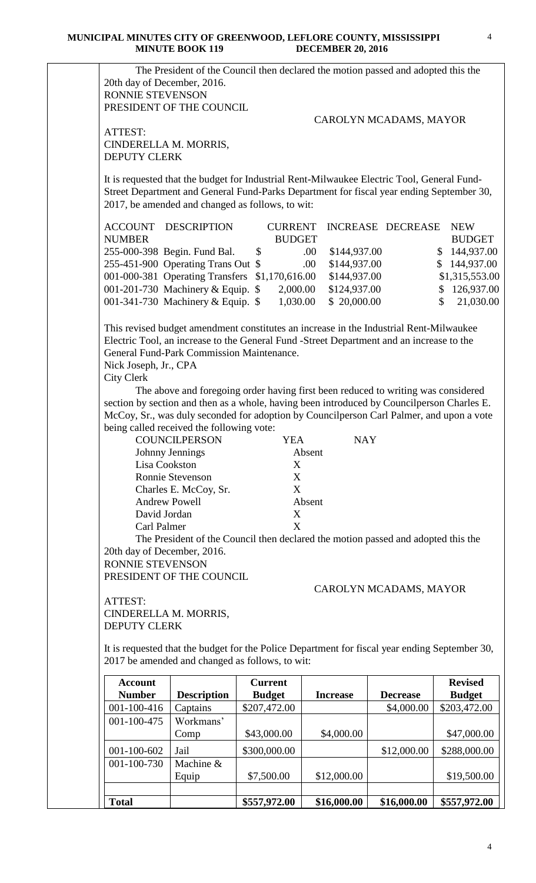The President of the Council then declared the motion passed and adopted this the 20th day of December, 2016.

RONNIE STEVENSON
PRESIDENT OF THE COUNCIL

CAROLYN MCADAMS, MAYOR

ATTEST:
CINDERELLA M. MORRIS,
DEPUTY CLERK

It is requested that the budget for Industrial Rent-Milwaukee Electric Tool, General Fund-Street Department and General Fund-Parks Department for fiscal year ending September 30, 2017, be amended and changed as follows, to wit:

| ACCOUNT NUMBER | DESCRIPTION | CURRENT BUDGET | INCREASE | DECREASE | NEW BUDGET |
|---|---|---|---|---|---|
| 255-000-398 | Begin. Fund Bal. | $ .00 | $144,937.00 | | $ 144,937.00 |
| 255-451-900 | Operating Trans Out | $ .00 | $144,937.00 | | $ 144,937.00 |
| 001-000-381 | Operating Transfers | $1,170,616.00 | $144,937.00 | | $1,315,553.00 |
| 001-201-730 | Machinery & Equip. | $ 2,000.00 | $124,937.00 | | $ 126,937.00 |
| 001-341-730 | Machinery & Equip. | $ 1,030.00 | $ 20,000.00 | | $ 21,030.00 |

This revised budget amendment constitutes an increase in the Industrial Rent-Milwaukee Electric Tool, an increase to the General Fund -Street Department and an increase to the General Fund-Park Commission Maintenance.

Nick Joseph, Jr., CPA
City Clerk

The above and foregoing order having first been reduced to writing was considered section by section and then as a whole, having been introduced by Councilperson Charles E. McCoy, Sr., was duly seconded for adoption by Councilperson Carl Palmer, and upon a vote being called received the following vote:

| COUNCILPERSON | YEA | NAY |
|---|---|---|
| Johnny Jennings | Absent | |
| Lisa Cookston | X | |
| Ronnie Stevenson | X | |
| Charles E. McCoy, Sr. | X | |
| Andrew Powell | Absent | |
| David Jordan | X | |
| Carl Palmer | X | |

The President of the Council then declared the motion passed and adopted this the 20th day of December, 2016.

RONNIE STEVENSON
PRESIDENT OF THE COUNCIL

CAROLYN MCADAMS, MAYOR

ATTEST:
CINDERELLA M. MORRIS,
DEPUTY CLERK

It is requested that the budget for the Police Department for fiscal year ending September 30, 2017 be amended and changed as follows, to wit:

| Account Number | Description | Current Budget | Increase | Decrease | Revised Budget |
|---|---|---|---|---|---|
| 001-100-416 | Captains | $207,472.00 | | $4,000.00 | $203,472.00 |
| 001-100-475 | Workmans' Comp | $43,000.00 | $4,000.00 | | $47,000.00 |
| 001-100-602 | Jail | $300,000.00 | | $12,000.00 | $288,000.00 |
| 001-100-730 | Machine & Equip | $7,500.00 | $12,000.00 | | $19,500.00 |
| | | | | | |
| **Total** | | **$557,972.00** | **$16,000.00** | **$16,000.00** | **$557,972.00** |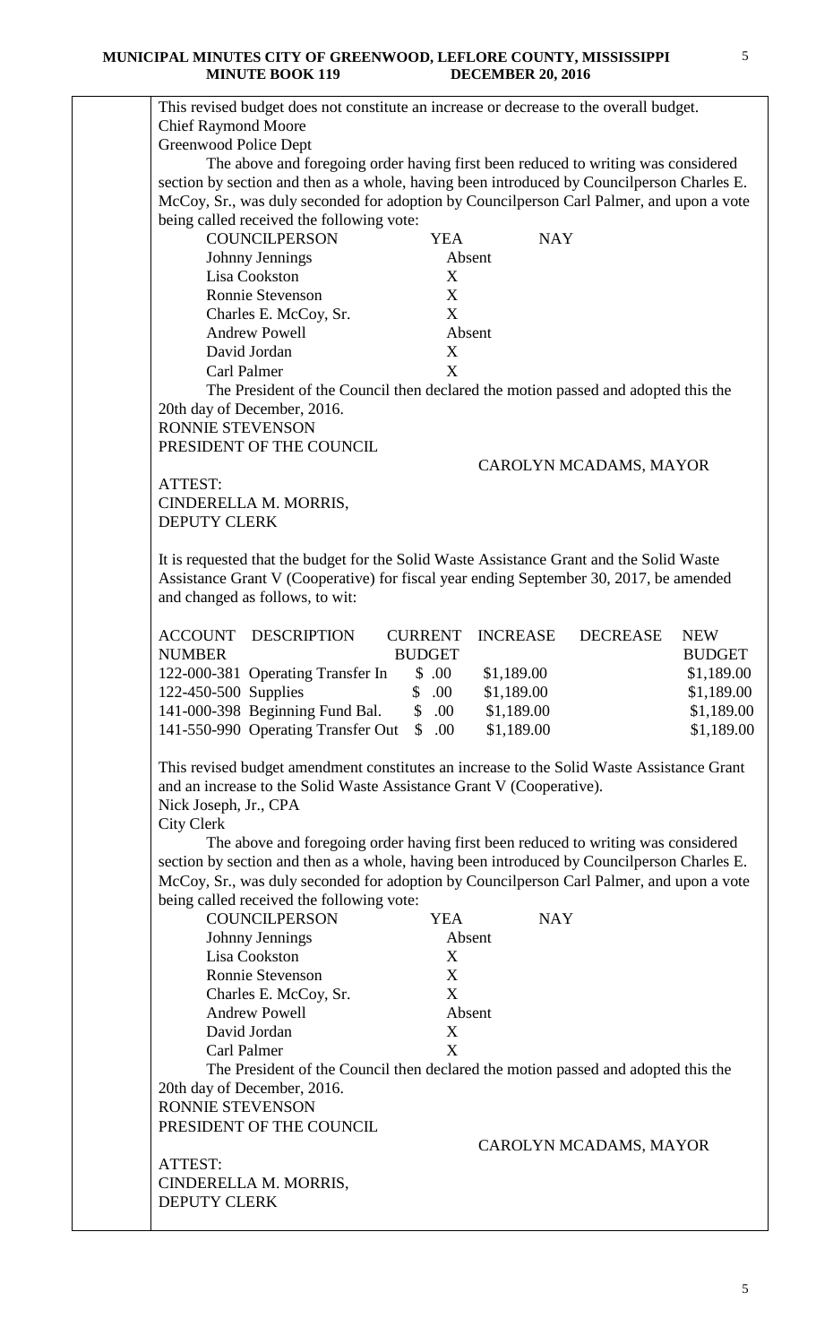This revised budget does not constitute an increase or decrease to the overall budget.
Chief Raymond Moore
Greenwood Police Dept

The above and foregoing order having first been reduced to writing was considered section by section and then as a whole, having been introduced by Councilperson Charles E. McCoy, Sr., was duly seconded for adoption by Councilperson Carl Palmer, and upon a vote being called received the following vote:

| COUNCILPERSON | YEA | NAY |
|---|---|---|
| Johnny Jennings | Absent | |
| Lisa Cookston | X | |
| Ronnie Stevenson | X | |
| Charles E. McCoy, Sr. | X | |
| Andrew Powell | Absent | |
| David Jordan | X | |
| Carl Palmer | X | |

The President of the Council then declared the motion passed and adopted this the 20th day of December, 2016.

RONNIE STEVENSON
PRESIDENT OF THE COUNCIL

CAROLYN MCADAMS, MAYOR

ATTEST:
CINDERELLA M. MORRIS,
DEPUTY CLERK

It is requested that the budget for the Solid Waste Assistance Grant and the Solid Waste Assistance Grant V (Cooperative) for fiscal year ending September 30, 2017, be amended and changed as follows, to wit:

| ACCOUNT NUMBER | DESCRIPTION | CURRENT BUDGET | INCREASE | DECREASE | NEW BUDGET |
|---|---|---|---|---|---|
| 122-000-381 | Operating Transfer In | $ .00 | $1,189.00 | | $1,189.00 |
| 122-450-500 | Supplies | $ .00 | $1,189.00 | | $1,189.00 |
| 141-000-398 | Beginning Fund Bal. | $ .00 | $1,189.00 | | $1,189.00 |
| 141-550-990 | Operating Transfer Out | $ .00 | $1,189.00 | | $1,189.00 |

This revised budget amendment constitutes an increase to the Solid Waste Assistance Grant and an increase to the Solid Waste Assistance Grant V (Cooperative).
Nick Joseph, Jr., CPA
City Clerk

The above and foregoing order having first been reduced to writing was considered section by section and then as a whole, having been introduced by Councilperson Charles E. McCoy, Sr., was duly seconded for adoption by Councilperson Carl Palmer, and upon a vote being called received the following vote:

| COUNCILPERSON | YEA | NAY |
|---|---|---|
| Johnny Jennings | Absent | |
| Lisa Cookston | X | |
| Ronnie Stevenson | X | |
| Charles E. McCoy, Sr. | X | |
| Andrew Powell | Absent | |
| David Jordan | X | |
| Carl Palmer | X | |

The President of the Council then declared the motion passed and adopted this the 20th day of December, 2016.

RONNIE STEVENSON
PRESIDENT OF THE COUNCIL

CAROLYN MCADAMS, MAYOR

ATTEST:
CINDERELLA M. MORRIS,
DEPUTY CLERK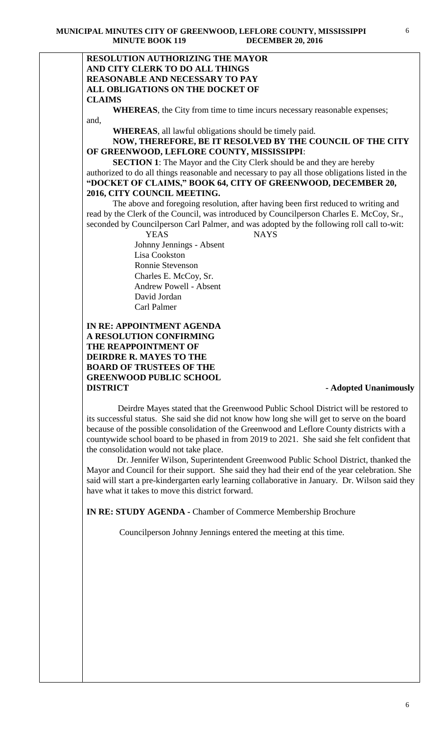**RESOLUTION AUTHORIZING THE MAYOR AND CITY CLERK TO DO ALL THINGS REASONABLE AND NECESSARY TO PAY ALL OBLIGATIONS ON THE DOCKET OF CLAIMS**

**WHEREAS**, the City from time to time incurs necessary reasonable expenses; and,

**WHEREAS**, all lawful obligations should be timely paid.

**NOW, THEREFORE, BE IT RESOLVED BY THE COUNCIL OF THE CITY OF GREENWOOD, LEFLORE COUNTY, MISSISSIPPI**:

**SECTION 1**: The Mayor and the City Clerk should be and they are hereby authorized to do all things reasonable and necessary to pay all those obligations listed in the **"DOCKET OF CLAIMS," BOOK 64, CITY OF GREENWOOD, DECEMBER 20, 2016, CITY COUNCIL MEETING.**

The above and foregoing resolution, after having been first reduced to writing and read by the Clerk of the Council, was introduced by Councilperson Charles E. McCoy, Sr., seconded by Councilperson Carl Palmer, and was adopted by the following roll call to-wit:

| YEAS | NAYS |
|---|---|
| Johnny Jennings - Absent | |
| Lisa Cookston | |
| Ronnie Stevenson | |
| Charles E. McCoy, Sr. | |
| Andrew Powell - Absent | |
| David Jordan | |
| Carl Palmer | |

**IN RE: APPOINTMENT AGENDA A RESOLUTION CONFIRMING THE REAPPOINTMENT OF DEIRDRE R. MAYES TO THE BOARD OF TRUSTEES OF THE GREENWOOD PUBLIC SCHOOL DISTRICT** **- Adopted Unanimously**

Deirdre Mayes stated that the Greenwood Public School District will be restored to its successful status. She said she did not know how long she will get to serve on the board because of the possible consolidation of the Greenwood and Leflore County districts with a countywide school board to be phased in from 2019 to 2021. She said she felt confident that the consolidation would not take place.

Dr. Jennifer Wilson, Superintendent Greenwood Public School District, thanked the Mayor and Council for their support. She said they had their end of the year celebration. She said will start a pre-kindergarten early learning collaborative in January. Dr. Wilson said they have what it takes to move this district forward.

**IN RE: STUDY AGENDA -** Chamber of Commerce Membership Brochure

Councilperson Johnny Jennings entered the meeting at this time.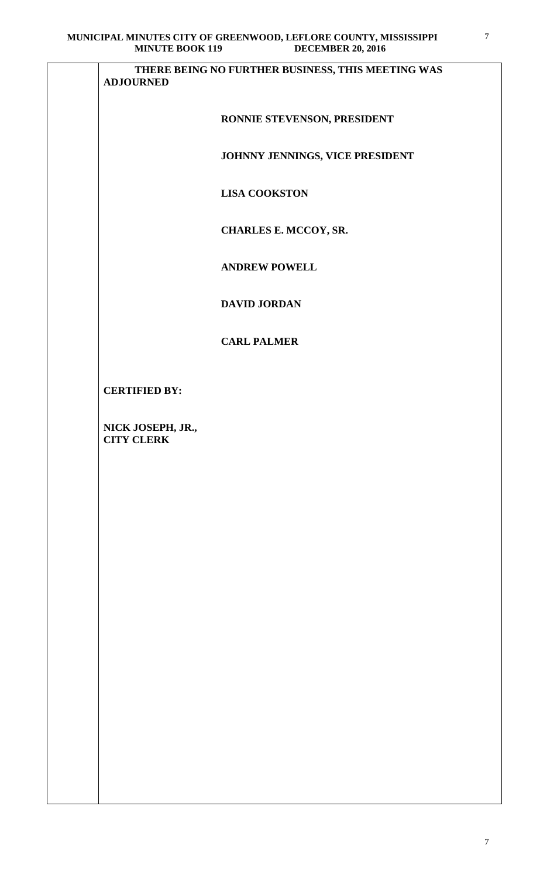**THERE BEING NO FURTHER BUSINESS, THIS MEETING WAS ADJOURNED**

**RONNIE STEVENSON, PRESIDENT**

**JOHNNY JENNINGS, VICE PRESIDENT**

**LISA COOKSTON**

**CHARLES E. MCCOY, SR.**

**ANDREW POWELL**

**DAVID JORDAN**

**CARL PALMER**

**CERTIFIED BY:**

**NICK JOSEPH, JR., CITY CLERK**